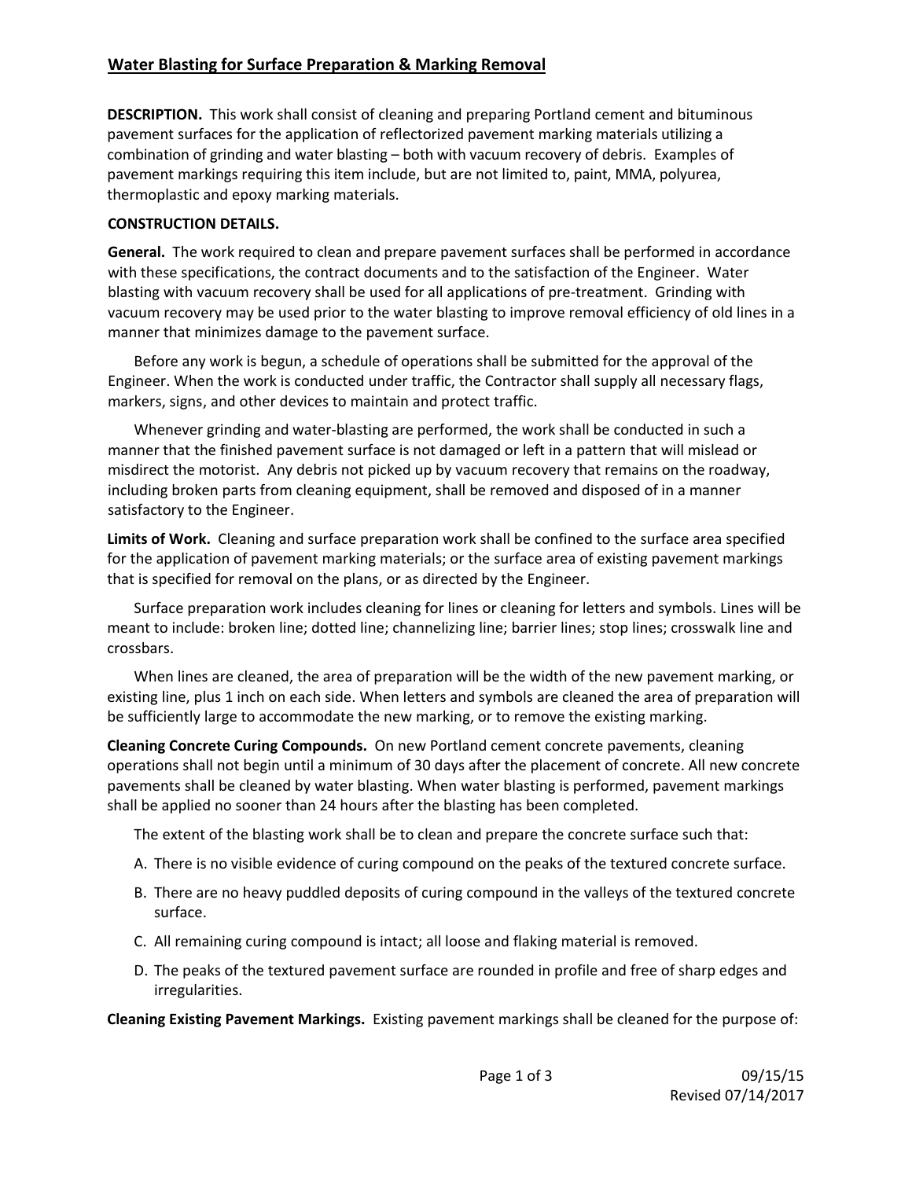## Water Blasting for Surface Preparation & Marking Removal

**DESCRIPTION.** This work shall consist of cleaning and preparing Portland cement and bituminous pavement surfaces for the application of reflectorized pavement marking materials utilizing a combination of grinding and water blasting – both with vacuum recovery of debris. Examples of pavement markings requiring this item include, but are not limited to, paint, MMA, polyurea, thermoplastic and epoxy marking materials.

**CONSTRUCTION DETAILS.**

**General.** The work required to clean and prepare pavement surfaces shall be performed in accordance with these specifications, the contract documents and to the satisfaction of the Engineer. Water blasting with vacuum recovery shall be used for all applications of pre-treatment. Grinding with vacuum recovery may be used prior to the water blasting to improve removal efficiency of old lines in a manner that minimizes damage to the pavement surface.

Before any work is begun, a schedule of operations shall be submitted for the approval of the Engineer. When the work is conducted under traffic, the Contractor shall supply all necessary flags, markers, signs, and other devices to maintain and protect traffic.

Whenever grinding and water-blasting are performed, the work shall be conducted in such a manner that the finished pavement surface is not damaged or left in a pattern that will mislead or misdirect the motorist. Any debris not picked up by vacuum recovery that remains on the roadway, including broken parts from cleaning equipment, shall be removed and disposed of in a manner satisfactory to the Engineer.

**Limits of Work.** Cleaning and surface preparation work shall be confined to the surface area specified for the application of pavement marking materials; or the surface area of existing pavement markings that is specified for removal on the plans, or as directed by the Engineer.

Surface preparation work includes cleaning for lines or cleaning for letters and symbols. Lines will be meant to include: broken line; dotted line; channelizing line; barrier lines; stop lines; crosswalk line and crossbars.

When lines are cleaned, the area of preparation will be the width of the new pavement marking, or existing line, plus 1 inch on each side. When letters and symbols are cleaned the area of preparation will be sufficiently large to accommodate the new marking, or to remove the existing marking.

**Cleaning Concrete Curing Compounds.** On new Portland cement concrete pavements, cleaning operations shall not begin until a minimum of 30 days after the placement of concrete. All new concrete pavements shall be cleaned by water blasting. When water blasting is performed, pavement markings shall be applied no sooner than 24 hours after the blasting has been completed.

The extent of the blasting work shall be to clean and prepare the concrete surface such that:

A. There is no visible evidence of curing compound on the peaks of the textured concrete surface.

B. There are no heavy puddled deposits of curing compound in the valleys of the textured concrete surface.

C. All remaining curing compound is intact; all loose and flaking material is removed.

D. The peaks of the textured pavement surface are rounded in profile and free of sharp edges and irregularities.

**Cleaning Existing Pavement Markings.** Existing pavement markings shall be cleaned for the purpose of: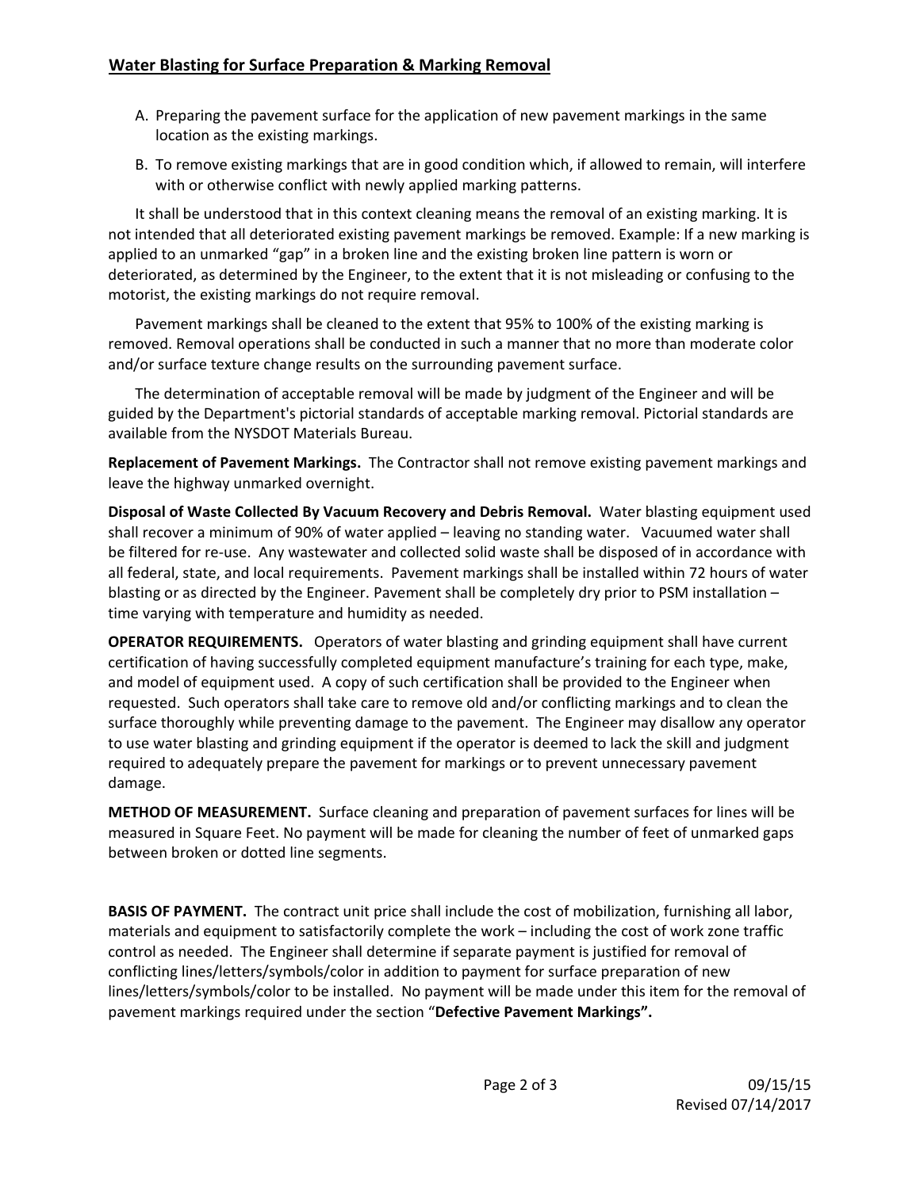## Water Blasting for Surface Preparation & Marking Removal

A. Preparing the pavement surface for the application of new pavement markings in the same location as the existing markings.

B. To remove existing markings that are in good condition which, if allowed to remain, will interfere with or otherwise conflict with newly applied marking patterns.

It shall be understood that in this context cleaning means the removal of an existing marking. It is not intended that all deteriorated existing pavement markings be removed. Example: If a new marking is applied to an unmarked "gap" in a broken line and the existing broken line pattern is worn or deteriorated, as determined by the Engineer, to the extent that it is not misleading or confusing to the motorist, the existing markings do not require removal.

Pavement markings shall be cleaned to the extent that 95% to 100% of the existing marking is removed. Removal operations shall be conducted in such a manner that no more than moderate color and/or surface texture change results on the surrounding pavement surface.

The determination of acceptable removal will be made by judgment of the Engineer and will be guided by the Department's pictorial standards of acceptable marking removal. Pictorial standards are available from the NYSDOT Materials Bureau.

**Replacement of Pavement Markings.** The Contractor shall not remove existing pavement markings and leave the highway unmarked overnight.

**Disposal of Waste Collected By Vacuum Recovery and Debris Removal.** Water blasting equipment used shall recover a minimum of 90% of water applied – leaving no standing water. Vacuumed water shall be filtered for re-use. Any wastewater and collected solid waste shall be disposed of in accordance with all federal, state, and local requirements. Pavement markings shall be installed within 72 hours of water blasting or as directed by the Engineer. Pavement shall be completely dry prior to PSM installation – time varying with temperature and humidity as needed.

**OPERATOR REQUIREMENTS.** Operators of water blasting and grinding equipment shall have current certification of having successfully completed equipment manufacture's training for each type, make, and model of equipment used. A copy of such certification shall be provided to the Engineer when requested. Such operators shall take care to remove old and/or conflicting markings and to clean the surface thoroughly while preventing damage to the pavement. The Engineer may disallow any operator to use water blasting and grinding equipment if the operator is deemed to lack the skill and judgment required to adequately prepare the pavement for markings or to prevent unnecessary pavement damage.

**METHOD OF MEASUREMENT.** Surface cleaning and preparation of pavement surfaces for lines will be measured in Square Feet. No payment will be made for cleaning the number of feet of unmarked gaps between broken or dotted line segments.

**BASIS OF PAYMENT.** The contract unit price shall include the cost of mobilization, furnishing all labor, materials and equipment to satisfactorily complete the work – including the cost of work zone traffic control as needed. The Engineer shall determine if separate payment is justified for removal of conflicting lines/letters/symbols/color in addition to payment for surface preparation of new lines/letters/symbols/color to be installed. No payment will be made under this item for the removal of pavement markings required under the section "**Defective Pavement Markings".**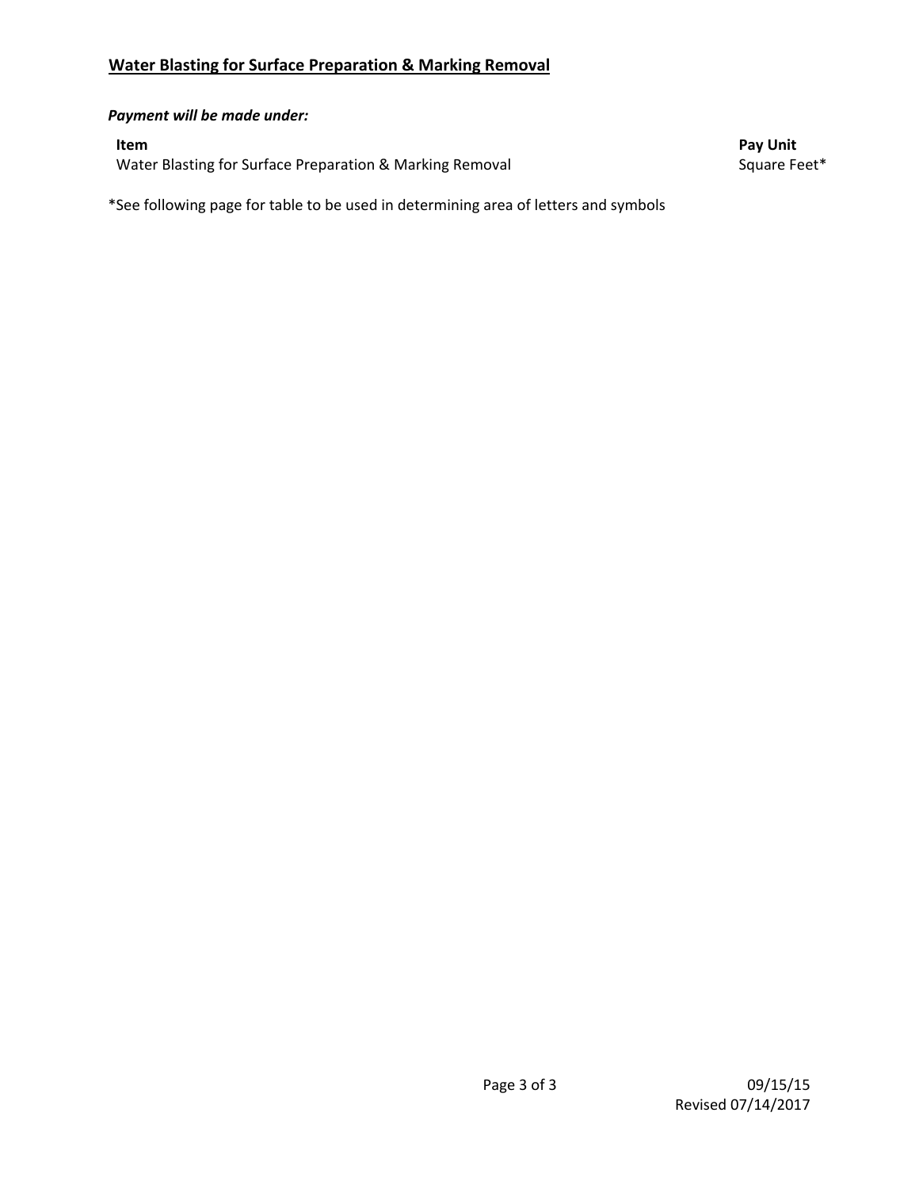## Water Blasting for Surface Preparation & Marking Removal

***Payment will be made under:***

| **Item** | **Pay Unit** |
|---|---|
| Water Blasting for Surface Preparation & Marking Removal | Square Feet* |

*See following page for table to be used in determining area of letters and symbols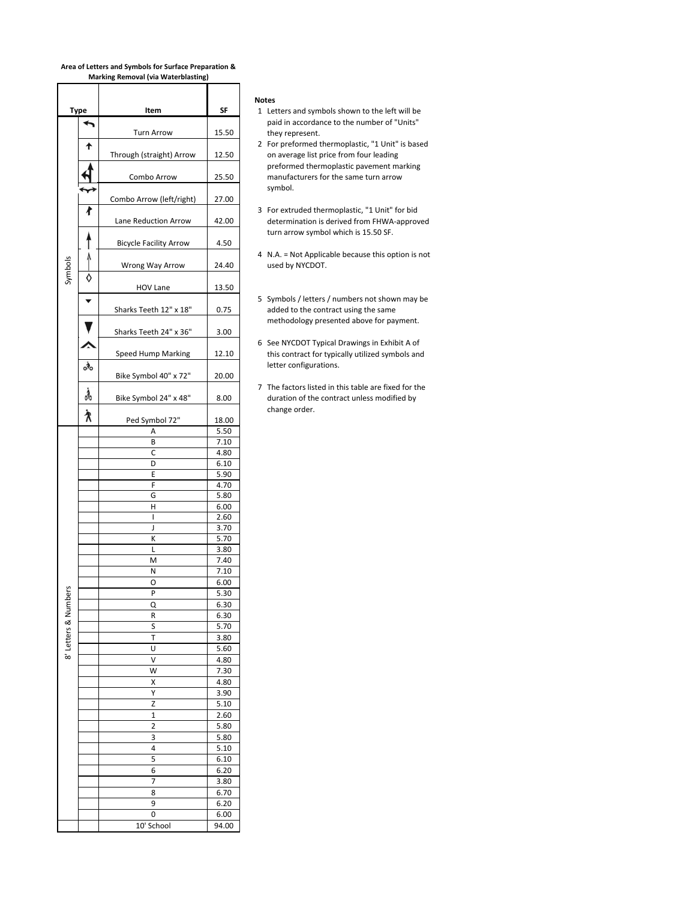**Area of Letters and Symbols for Surface Preparation & Marking Removal (via Waterblasting)**

| Type | | Item | SF |
|---|---|---|---|
| Symbols | | Turn Arrow | 15.50 |
| | | Through (straight) Arrow | 12.50 |
| | | Combo Arrow | 25.50 |
| | | Combo Arrow (left/right) | 27.00 |
| | | Lane Reduction Arrow | 42.00 |
| | | Bicycle Facility Arrow | 4.50 |
| | | Wrong Way Arrow | 24.40 |
| | | HOV Lane | 13.50 |
| | | Sharks Teeth 12" x 18" | 0.75 |
| | | Sharks Teeth 24" x 36" | 3.00 |
| | | Speed Hump Marking | 12.10 |
| | | Bike Symbol 40" x 72" | 20.00 |
| | | Bike Symbol 24" x 48" | 8.00 |
| | | Ped Symbol 72" | 18.00 |
| 8' Letters & Numbers | | A | 5.50 |
| | | B | 7.10 |
| | | C | 4.80 |
| | | D | 6.10 |
| | | E | 5.90 |
| | | F | 4.70 |
| | | G | 5.80 |
| | | H | 6.00 |
| | | I | 2.60 |
| | | J | 3.70 |
| | | K | 5.70 |
| | | L | 3.80 |
| | | M | 7.40 |
| | | N | 7.10 |
| | | O | 6.00 |
| | | P | 5.30 |
| | | Q | 6.30 |
| | | R | 6.30 |
| | | S | 5.70 |
| | | T | 3.80 |
| | | U | 5.60 |
| | | V | 4.80 |
| | | W | 7.30 |
| | | X | 4.80 |
| | | Y | 3.90 |
| | | Z | 5.10 |
| | | 1 | 2.60 |
| | | 2 | 5.80 |
| | | 3 | 5.80 |
| | | 4 | 5.10 |
| | | 5 | 6.10 |
| | | 6 | 6.20 |
| | | 7 | 3.80 |
| | | 8 | 6.70 |
| | | 9 | 6.20 |
| | | 0 | 6.00 |
| | | 10' School | 94.00 |

**Notes**

1. Letters and symbols shown to the left will be paid in accordance to the number of "Units" they represent.
2. For preformed thermoplastic, "1 Unit" is based on average list price from four leading preformed thermoplastic pavement marking manufacturers for the same turn arrow symbol.
3. For extruded thermoplastic, "1 Unit" for bid determination is derived from FHWA-approved turn arrow symbol which is 15.50 SF.
4. N.A. = Not Applicable because this option is not used by NYCDOT.
5. Symbols / letters / numbers not shown may be added to the contract using the same methodology presented above for payment.
6. See NYCDOT Typical Drawings in Exhibit A of this contract for typically utilized symbols and letter configurations.
7. The factors listed in this table are fixed for the duration of the contract unless modified by change order.